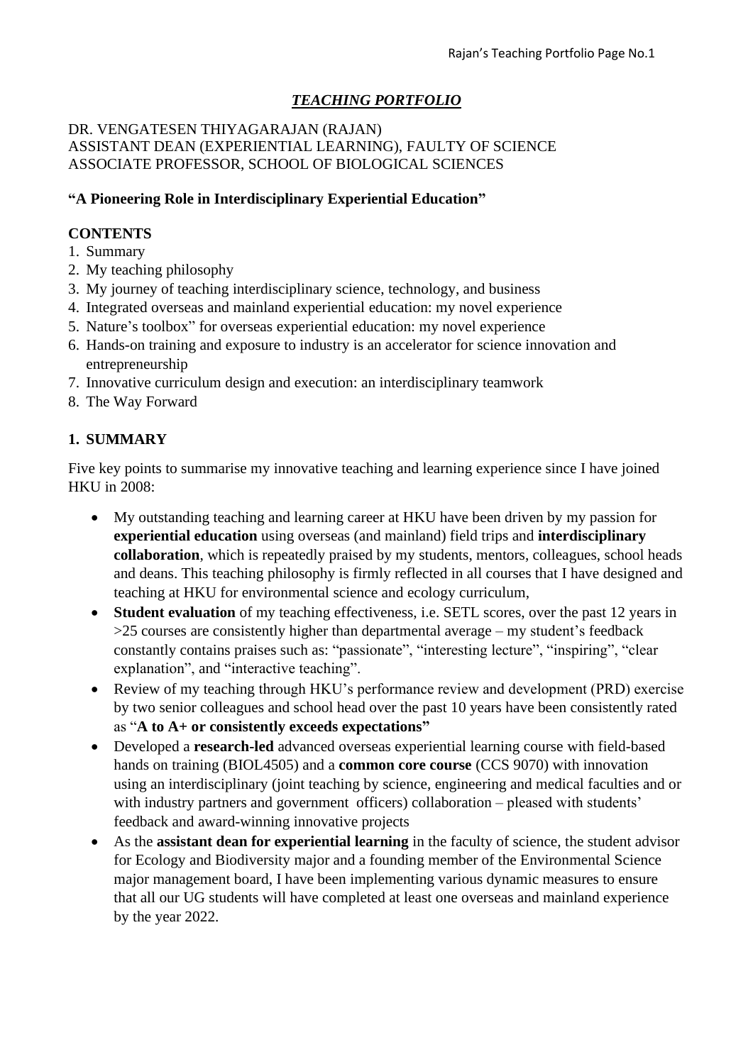# *TEACHING PORTFOLIO*

DR. VENGATESEN THIYAGARAJAN (RAJAN)
ASSISTANT DEAN (EXPERIENTIAL LEARNING), FACULTY OF SCIENCE
ASSOCIATE PROFESSOR, SCHOOL OF BIOLOGICAL SCIENCES

**"A Pioneering Role in Interdisciplinary Experiential Education"**

**CONTENTS**

1. Summary
2. My teaching philosophy
3. My journey of teaching interdisciplinary science, technology, and business
4. Integrated overseas and mainland experiential education: my novel experience
5. Nature's toolbox" for overseas experiential education: my novel experience
6. Hands-on training and exposure to industry is an accelerator for science innovation and entrepreneurship
7. Innovative curriculum design and execution: an interdisciplinary teamwork
8. The Way Forward

## 1. SUMMARY

Five key points to summarise my innovative teaching and learning experience since I have joined HKU in 2008:

- My outstanding teaching and learning career at HKU have been driven by my passion for **experiential education** using overseas (and mainland) field trips and **interdisciplinary collaboration**, which is repeatedly praised by my students, mentors, colleagues, school heads and deans. This teaching philosophy is firmly reflected in all courses that I have designed and teaching at HKU for environmental science and ecology curriculum,
- **Student evaluation** of my teaching effectiveness, i.e. SETL scores, over the past 12 years in >25 courses are consistently higher than departmental average – my student's feedback constantly contains praises such as: "passionate", "interesting lecture", "inspiring", "clear explanation", and "interactive teaching".
- Review of my teaching through HKU's performance review and development (PRD) exercise by two senior colleagues and school head over the past 10 years have been consistently rated as "**A to A+ or consistently exceeds expectations"**
- Developed a **research-led** advanced overseas experiential learning course with field-based hands on training (BIOL4505) and a **common core course** (CCS 9070) with innovation using an interdisciplinary (joint teaching by science, engineering and medical faculties and or with industry partners and government officers) collaboration – pleased with students' feedback and award-winning innovative projects
- As the **assistant dean for experiential learning** in the faculty of science, the student advisor for Ecology and Biodiversity major and a founding member of the Environmental Science major management board, I have been implementing various dynamic measures to ensure that all our UG students will have completed at least one overseas and mainland experience by the year 2022.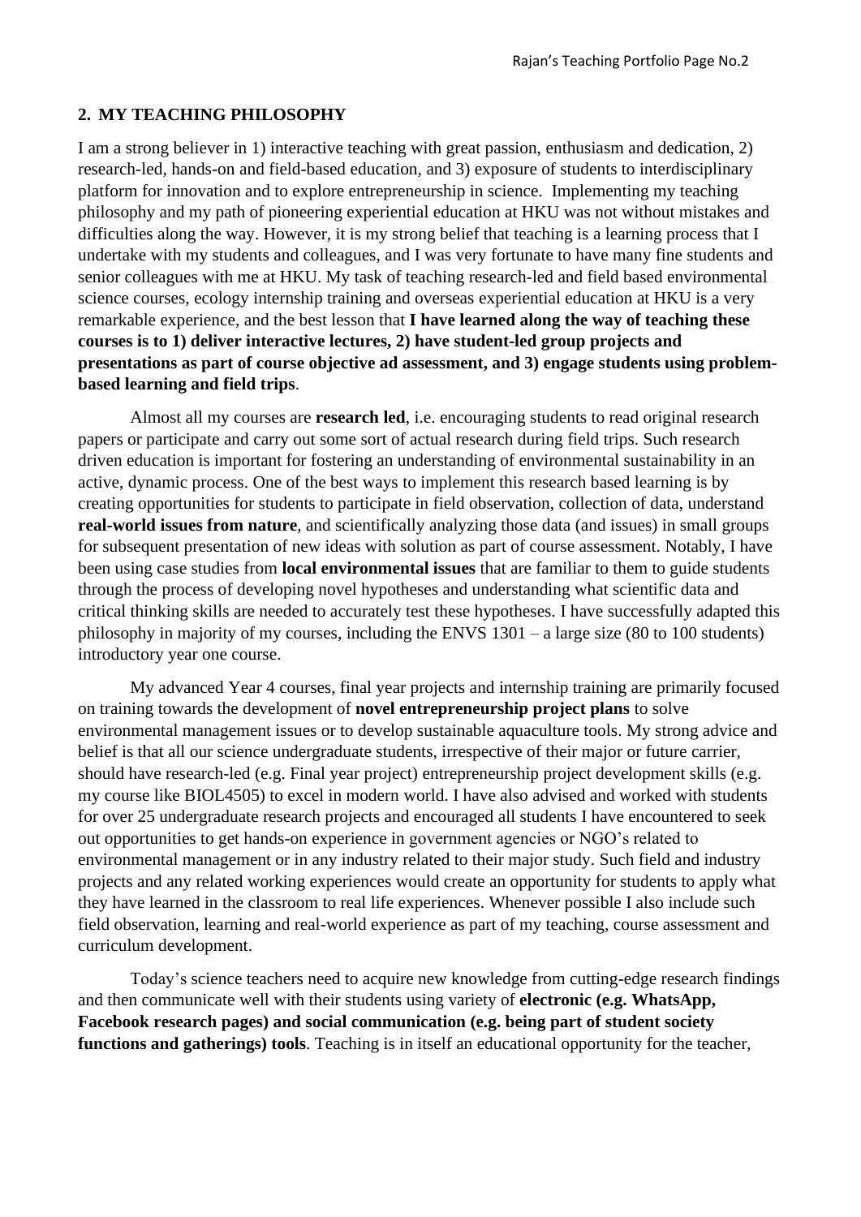## 2. MY TEACHING PHILOSOPHY

I am a strong believer in 1) interactive teaching with great passion, enthusiasm and dedication, 2) research-led, hands-on and field-based education, and 3) exposure of students to interdisciplinary platform for innovation and to explore entrepreneurship in science. Implementing my teaching philosophy and my path of pioneering experiential education at HKU was not without mistakes and difficulties along the way. However, it is my strong belief that teaching is a learning process that I undertake with my students and colleagues, and I was very fortunate to have many fine students and senior colleagues with me at HKU. My task of teaching research-led and field based environmental science courses, ecology internship training and overseas experiential education at HKU is a very remarkable experience, and the best lesson that **I have learned along the way of teaching these courses is to 1) deliver interactive lectures, 2) have student-led group projects and presentations as part of course objective ad assessment, and 3) engage students using problem-based learning and field trips**.

Almost all my courses are **research led**, i.e. encouraging students to read original research papers or participate and carry out some sort of actual research during field trips. Such research driven education is important for fostering an understanding of environmental sustainability in an active, dynamic process. One of the best ways to implement this research based learning is by creating opportunities for students to participate in field observation, collection of data, understand **real-world issues from nature**, and scientifically analyzing those data (and issues) in small groups for subsequent presentation of new ideas with solution as part of course assessment. Notably, I have been using case studies from **local environmental issues** that are familiar to them to guide students through the process of developing novel hypotheses and understanding what scientific data and critical thinking skills are needed to accurately test these hypotheses. I have successfully adapted this philosophy in majority of my courses, including the ENVS 1301 – a large size (80 to 100 students) introductory year one course.

My advanced Year 4 courses, final year projects and internship training are primarily focused on training towards the development of **novel entrepreneurship project plans** to solve environmental management issues or to develop sustainable aquaculture tools. My strong advice and belief is that all our science undergraduate students, irrespective of their major or future carrier, should have research-led (e.g. Final year project) entrepreneurship project development skills (e.g. my course like BIOL4505) to excel in modern world. I have also advised and worked with students for over 25 undergraduate research projects and encouraged all students I have encountered to seek out opportunities to get hands-on experience in government agencies or NGO's related to environmental management or in any industry related to their major study. Such field and industry projects and any related working experiences would create an opportunity for students to apply what they have learned in the classroom to real life experiences. Whenever possible I also include such field observation, learning and real-world experience as part of my teaching, course assessment and curriculum development.

Today's science teachers need to acquire new knowledge from cutting-edge research findings and then communicate well with their students using variety of **electronic (e.g. WhatsApp, Facebook research pages) and social communication (e.g. being part of student society functions and gatherings) tools**. Teaching is in itself an educational opportunity for the teacher,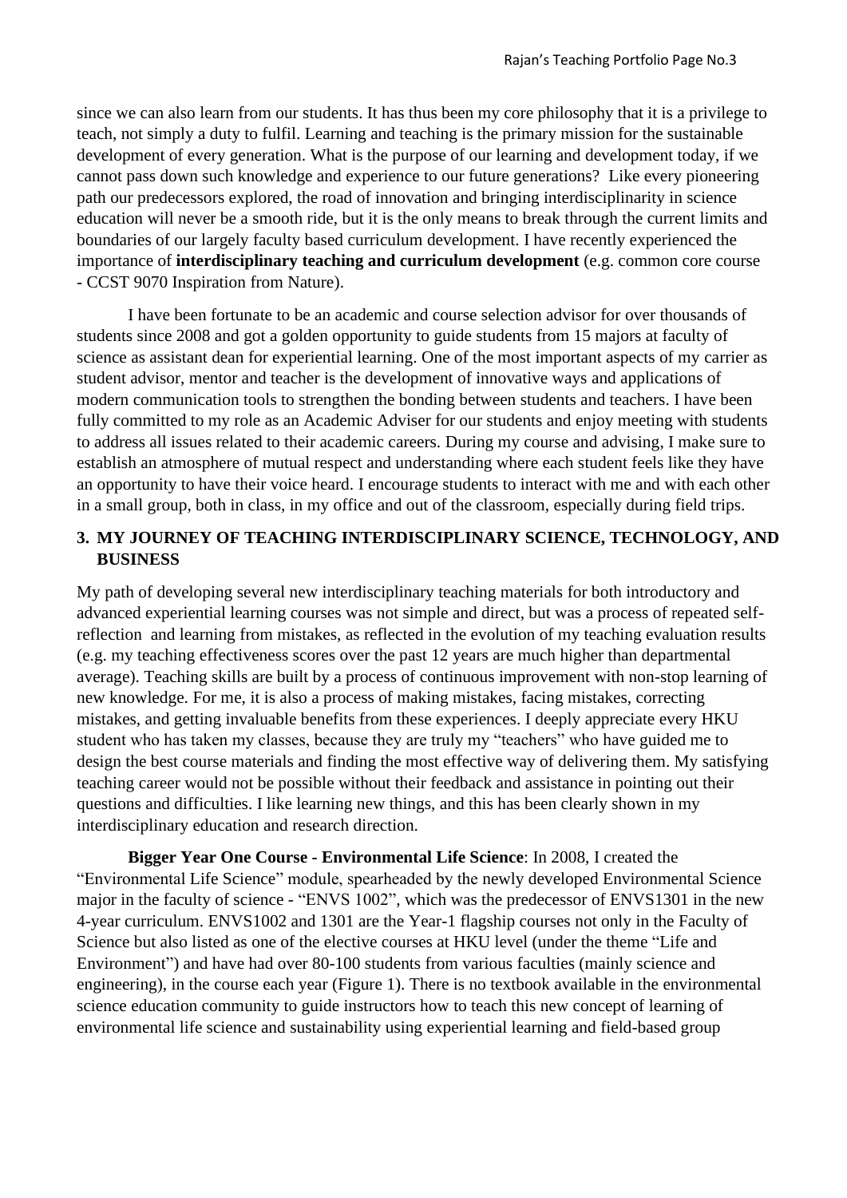since we can also learn from our students. It has thus been my core philosophy that it is a privilege to teach, not simply a duty to fulfil. Learning and teaching is the primary mission for the sustainable development of every generation. What is the purpose of our learning and development today, if we cannot pass down such knowledge and experience to our future generations?  Like every pioneering path our predecessors explored, the road of innovation and bringing interdisciplinarity in science education will never be a smooth ride, but it is the only means to break through the current limits and boundaries of our largely faculty based curriculum development. I have recently experienced the importance of **interdisciplinary teaching and curriculum development** (e.g. common core course - CCST 9070 Inspiration from Nature).

I have been fortunate to be an academic and course selection advisor for over thousands of students since 2008 and got a golden opportunity to guide students from 15 majors at faculty of science as assistant dean for experiential learning. One of the most important aspects of my carrier as student advisor, mentor and teacher is the development of innovative ways and applications of modern communication tools to strengthen the bonding between students and teachers. I have been fully committed to my role as an Academic Adviser for our students and enjoy meeting with students to address all issues related to their academic careers. During my course and advising, I make sure to establish an atmosphere of mutual respect and understanding where each student feels like they have an opportunity to have their voice heard. I encourage students to interact with me and with each other in a small group, both in class, in my office and out of the classroom, especially during field trips.

## 3. MY JOURNEY OF TEACHING INTERDISCIPLINARY SCIENCE, TECHNOLOGY, AND BUSINESS

My path of developing several new interdisciplinary teaching materials for both introductory and advanced experiential learning courses was not simple and direct, but was a process of repeated self-reflection  and learning from mistakes, as reflected in the evolution of my teaching evaluation results (e.g. my teaching effectiveness scores over the past 12 years are much higher than departmental average). Teaching skills are built by a process of continuous improvement with non-stop learning of new knowledge. For me, it is also a process of making mistakes, facing mistakes, correcting mistakes, and getting invaluable benefits from these experiences. I deeply appreciate every HKU student who has taken my classes, because they are truly my "teachers" who have guided me to design the best course materials and finding the most effective way of delivering them. My satisfying teaching career would not be possible without their feedback and assistance in pointing out their questions and difficulties. I like learning new things, and this has been clearly shown in my interdisciplinary education and research direction.

**Bigger Year One Course - Environmental Life Science**: In 2008, I created the "Environmental Life Science" module, spearheaded by the newly developed Environmental Science major in the faculty of science - "ENVS 1002", which was the predecessor of ENVS1301 in the new 4-year curriculum. ENVS1002 and 1301 are the Year-1 flagship courses not only in the Faculty of Science but also listed as one of the elective courses at HKU level (under the theme "Life and Environment") and have had over 80-100 students from various faculties (mainly science and engineering), in the course each year (Figure 1). There is no textbook available in the environmental science education community to guide instructors how to teach this new concept of learning of environmental life science and sustainability using experiential learning and field-based group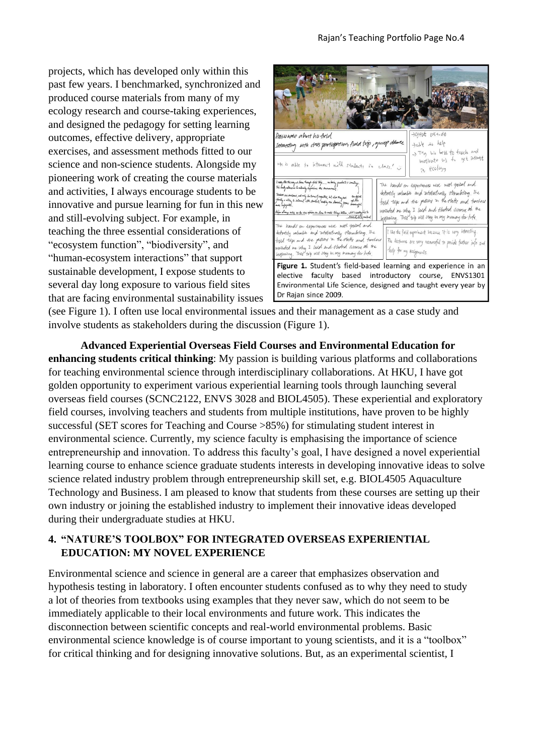projects, which has developed only within this past few years. I benchmarked, synchronized and produced course materials from many of my ecology research and course-taking experiences, and designed the pedagogy for setting learning outcomes, effective delivery, appropriate exercises, and assessment methods fitted to our science and non-science students. Alongside my pioneering work of creating the course materials and activities, I always encourage students to be innovative and pursue learning for fun in this new and still-evolving subject. For example, in teaching the three essential considerations of "ecosystem function", "biodiversity", and "human-ecosystem interactions" that support sustainable development, I expose students to several day long exposure to various field sites that are facing environmental sustainability issues (see Figure 1). I often use local environmental issues and their management as a case study and involve students as stakeholders during the discussion (Figure 1).

**Figure 1.** Student's field-based learning and experience in an elective faculty based introductory course, ENVS1301 Environmental Life Science, designed and taught every year by Dr Rajan since 2009.

**Advanced Experiential Overseas Field Courses and Environmental Education for enhancing students critical thinking**: My passion is building various platforms and collaborations for teaching environmental science through interdisciplinary collaborations. At HKU, I have got golden opportunity to experiment various experiential learning tools through launching several overseas field courses (SCNC2122, ENVS 3028 and BIOL4505). These experiential and exploratory field courses, involving teachers and students from multiple institutions, have proven to be highly successful (SET scores for Teaching and Course >85%) for stimulating student interest in environmental science. Currently, my science faculty is emphasising the importance of science entrepreneurship and innovation. To address this faculty's goal, I have designed a novel experiential learning course to enhance science graduate students interests in developing innovative ideas to solve science related industry problem through entrepreneurship skill set, e.g. BIOL4505 Aquaculture Technology and Business. I am pleased to know that students from these courses are setting up their own industry or joining the established industry to implement their innovative ideas developed during their undergraduate studies at HKU.

## 4. "NATURE'S TOOLBOX" FOR INTEGRATED OVERSEAS EXPERIENTIAL EDUCATION: MY NOVEL EXPERIENCE

Environmental science and science in general are a career that emphasizes observation and hypothesis testing in laboratory. I often encounter students confused as to why they need to study a lot of theories from textbooks using examples that they never saw, which do not seem to be immediately applicable to their local environments and future work. This indicates the disconnection between scientific concepts and real-world environmental problems. Basic environmental science knowledge is of course important to young scientists, and it is a "toolbox" for critical thinking and for designing innovative solutions. But, as an experimental scientist, I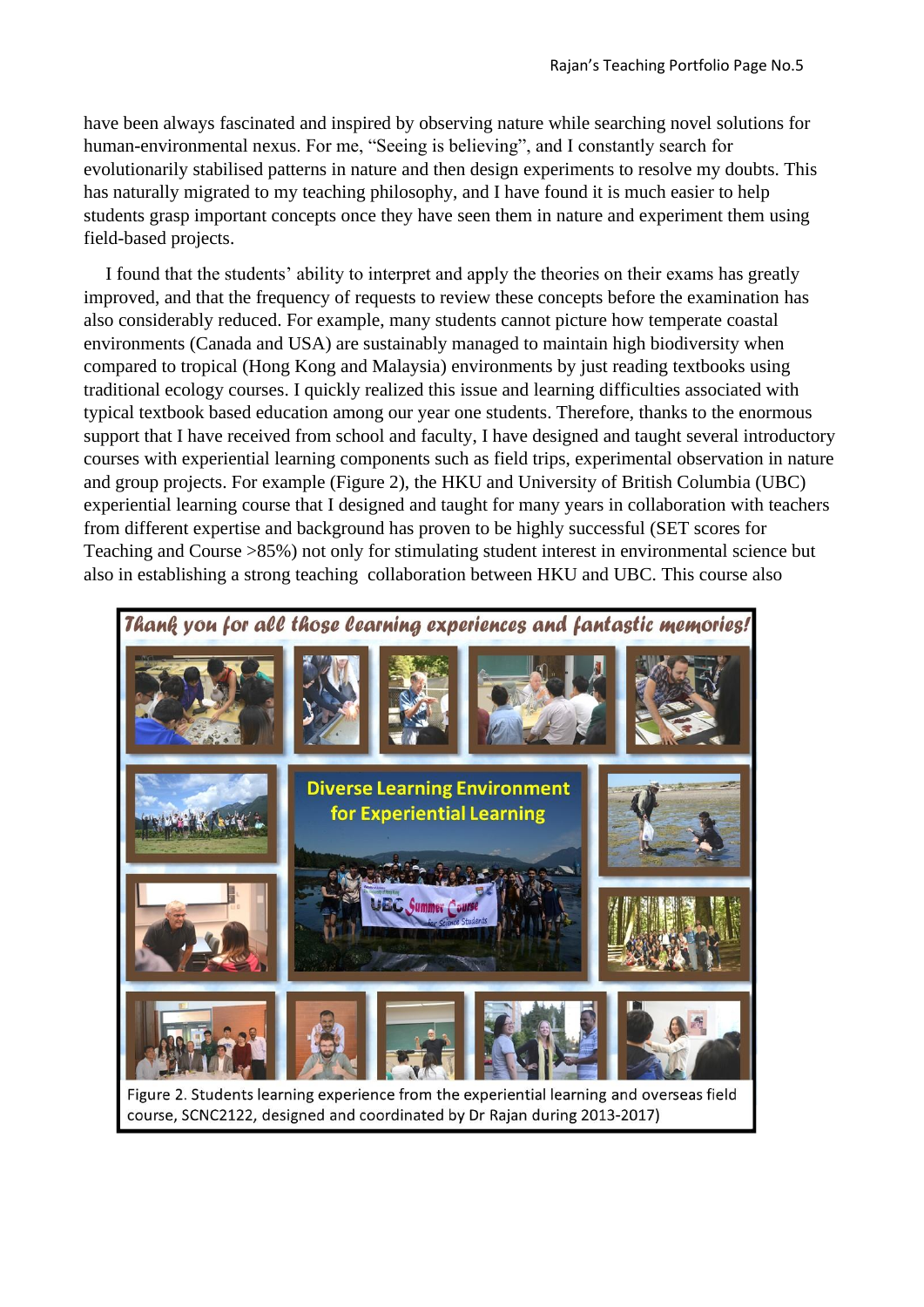have been always fascinated and inspired by observing nature while searching novel solutions for human-environmental nexus. For me, “Seeing is believing”, and I constantly search for evolutionarily stabilised patterns in nature and then design experiments to resolve my doubts. This has naturally migrated to my teaching philosophy, and I have found it is much easier to help students grasp important concepts once they have seen them in nature and experiment them using field-based projects.

I found that the students’ ability to interpret and apply the theories on their exams has greatly improved, and that the frequency of requests to review these concepts before the examination has also considerably reduced. For example, many students cannot picture how temperate coastal environments (Canada and USA) are sustainably managed to maintain high biodiversity when compared to tropical (Hong Kong and Malaysia) environments by just reading textbooks using traditional ecology courses. I quickly realized this issue and learning difficulties associated with typical textbook based education among our year one students. Therefore, thanks to the enormous support that I have received from school and faculty, I have designed and taught several introductory courses with experiential learning components such as field trips, experimental observation in nature and group projects. For example (Figure 2), the HKU and University of British Columbia (UBC) experiential learning course that I designed and taught for many years in collaboration with teachers from different expertise and background has proven to be highly successful (SET scores for Teaching and Course >85%) not only for stimulating student interest in environmental science but also in establishing a strong teaching collaboration between HKU and UBC. This course also

Figure 2. Students learning experience from the experiential learning and overseas field course, SCNC2122, designed and coordinated by Dr Rajan during 2013-2017)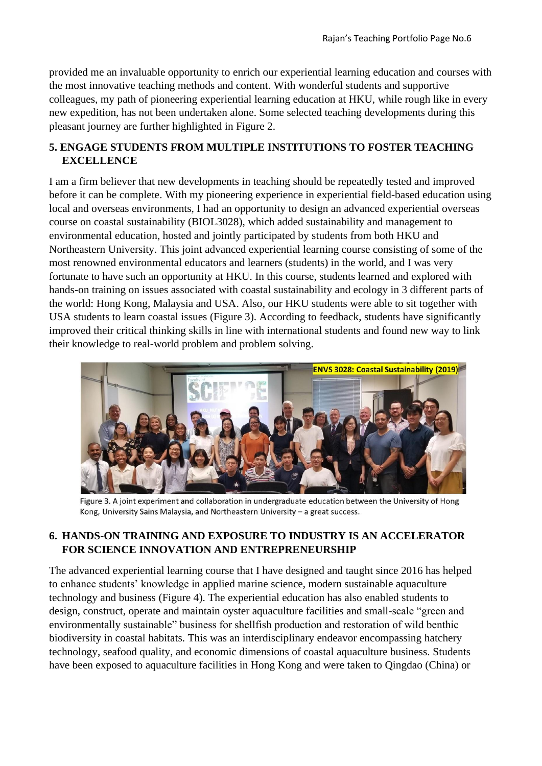provided me an invaluable opportunity to enrich our experiential learning education and courses with the most innovative teaching methods and content. With wonderful students and supportive colleagues, my path of pioneering experiential learning education at HKU, while rough like in every new expedition, has not been undertaken alone. Some selected teaching developments during this pleasant journey are further highlighted in Figure 2.

## 5. ENGAGE STUDENTS FROM MULTIPLE INSTITUTIONS TO FOSTER TEACHING EXCELLENCE

I am a firm believer that new developments in teaching should be repeatedly tested and improved before it can be complete. With my pioneering experience in experiential field-based education using local and overseas environments, I had an opportunity to design an advanced experiential overseas course on coastal sustainability (BIOL3028), which added sustainability and management to environmental education, hosted and jointly participated by students from both HKU and Northeastern University. This joint advanced experiential learning course consisting of some of the most renowned environmental educators and learners (students) in the world, and I was very fortunate to have such an opportunity at HKU. In this course, students learned and explored with hands-on training on issues associated with coastal sustainability and ecology in 3 different parts of the world: Hong Kong, Malaysia and USA. Also, our HKU students were able to sit together with USA students to learn coastal issues (Figure 3). According to feedback, students have significantly improved their critical thinking skills in line with international students and found new way to link their knowledge to real-world problem and problem solving.

Figure 3. A joint experiment and collaboration in undergraduate education between the University of Hong Kong, University Sains Malaysia, and Northeastern University – a great success.

## 6. HANDS-ON TRAINING AND EXPOSURE TO INDUSTRY IS AN ACCELERATOR FOR SCIENCE INNOVATION AND ENTREPRENEURSHIP

The advanced experiential learning course that I have designed and taught since 2016 has helped to enhance students' knowledge in applied marine science, modern sustainable aquaculture technology and business (Figure 4). The experiential education has also enabled students to design, construct, operate and maintain oyster aquaculture facilities and small-scale "green and environmentally sustainable" business for shellfish production and restoration of wild benthic biodiversity in coastal habitats. This was an interdisciplinary endeavor encompassing hatchery technology, seafood quality, and economic dimensions of coastal aquaculture business. Students have been exposed to aquaculture facilities in Hong Kong and were taken to Qingdao (China) or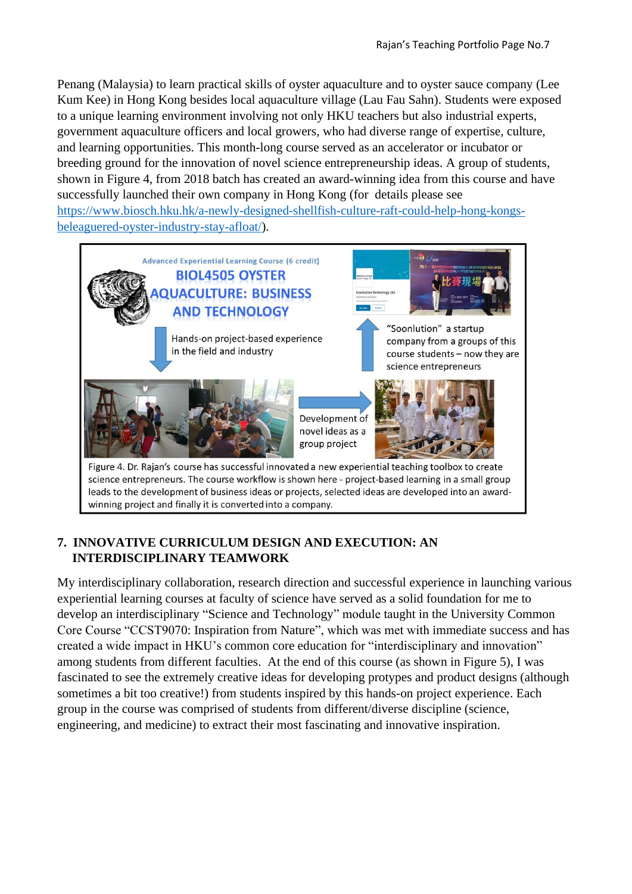Penang (Malaysia) to learn practical skills of oyster aquaculture and to oyster sauce company (Lee Kum Kee) in Hong Kong besides local aquaculture village (Lau Fau Sahn). Students were exposed to a unique learning environment involving not only HKU teachers but also industrial experts, government aquaculture officers and local growers, who had diverse range of expertise, culture, and learning opportunities. This month-long course served as an accelerator or incubator or breeding ground for the innovation of novel science entrepreneurship ideas. A group of students, shown in Figure 4, from 2018 batch has created an award-winning idea from this course and have successfully launched their own company in Hong Kong (for details please see [https://www.biosch.hku.hk/a-newly-designed-shellfish-culture-raft-could-help-hong-kongs-beleaguered-oyster-industry-stay-afloat/](https://www.biosch.hku.hk/a-newly-designed-shellfish-culture-raft-could-help-hong-kongs-beleaguered-oyster-industry-stay-afloat/)).

Advanced Experiential Learning Course (6 credit)

BIOL4505 OYSTER AQUACULTURE: BUSINESS AND TECHNOLOGY

Hands-on project-based experience in the field and industry

Development of novel ideas as a group project

"Soonlution" a startup company from a groups of this course students – now they are science entrepreneurs

Figure 4. Dr. Rajan's course has successful innovated a new experiential teaching toolbox to create science entrepreneurs. The course workflow is shown here - project-based learning in a small group leads to the development of business ideas or projects, selected ideas are developed into an award-winning project and finally it is converted into a company.

## 7. INNOVATIVE CURRICULUM DESIGN AND EXECUTION: AN INTERDISCIPLINARY TEAMWORK

My interdisciplinary collaboration, research direction and successful experience in launching various experiential learning courses at faculty of science have served as a solid foundation for me to develop an interdisciplinary "Science and Technology" module taught in the University Common Core Course "CCST9070: Inspiration from Nature", which was met with immediate success and has created a wide impact in HKU's common core education for "interdisciplinary and innovation" among students from different faculties. At the end of this course (as shown in Figure 5), I was fascinated to see the extremely creative ideas for developing protypes and product designs (although sometimes a bit too creative!) from students inspired by this hands-on project experience. Each group in the course was comprised of students from different/diverse discipline (science, engineering, and medicine) to extract their most fascinating and innovative inspiration.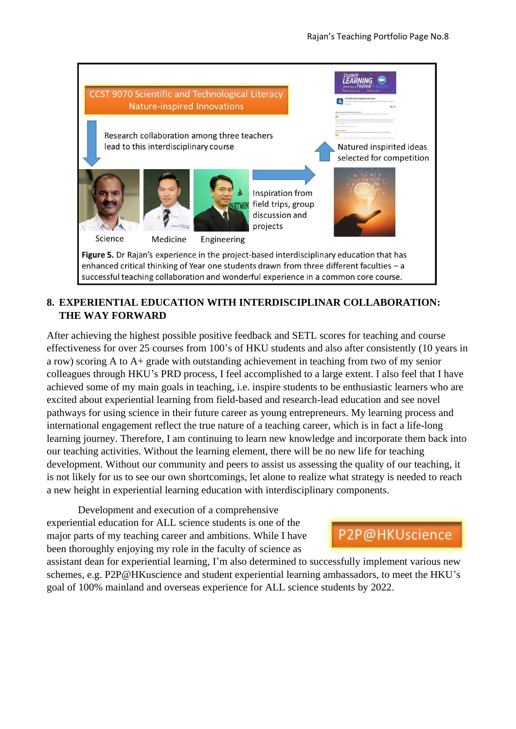CCST 9070 Scientific and Technological Literacy
Nature-inspired Innovations

Research collaboration among three teachers lead to this interdisciplinary course

Science

Medicine

Engineering

Inspiration from field trips, group discussion and projects

Natured inspirited ideas selected for competition

**Figure 5.** Dr Rajan's experience in the project-based interdisciplinary education that has enhanced critical thinking of Year one students drawn from three different faculties – a successful teaching collaboration and wonderful experience in a common core course.

## 8. EXPERIENTIAL EDUCATION WITH INTERDISCIPLINAR COLLABORATION: THE WAY FORWARD

After achieving the highest possible positive feedback and SETL scores for teaching and course effectiveness for over 25 courses from 100's of HKU students and also after consistently (10 years in a row) scoring A to A+ grade with outstanding achievement in teaching from two of my senior colleagues through HKU's PRD process, I feel accomplished to a large extent. I also feel that I have achieved some of my main goals in teaching, i.e. inspire students to be enthusiastic learners who are excited about experiential learning from field-based and research-lead education and see novel pathways for using science in their future career as young entrepreneurs. My learning process and international engagement reflect the true nature of a teaching career, which is in fact a life-long learning journey. Therefore, I am continuing to learn new knowledge and incorporate them back into our teaching activities. Without the learning element, there will be no new life for teaching development. Without our community and peers to assist us assessing the quality of our teaching, it is not likely for us to see our own shortcomings, let alone to realize what strategy is needed to reach a new height in experiential learning education with interdisciplinary components.

P2P@HKUscience

Development and execution of a comprehensive experiential education for ALL science students is one of the major parts of my teaching career and ambitions. While I have been thoroughly enjoying my role in the faculty of science as assistant dean for experiential learning, I'm also determined to successfully implement various new schemes, e.g. P2P@HKuscience and student experiential learning ambassadors, to meet the HKU's goal of 100% mainland and overseas experience for ALL science students by 2022.